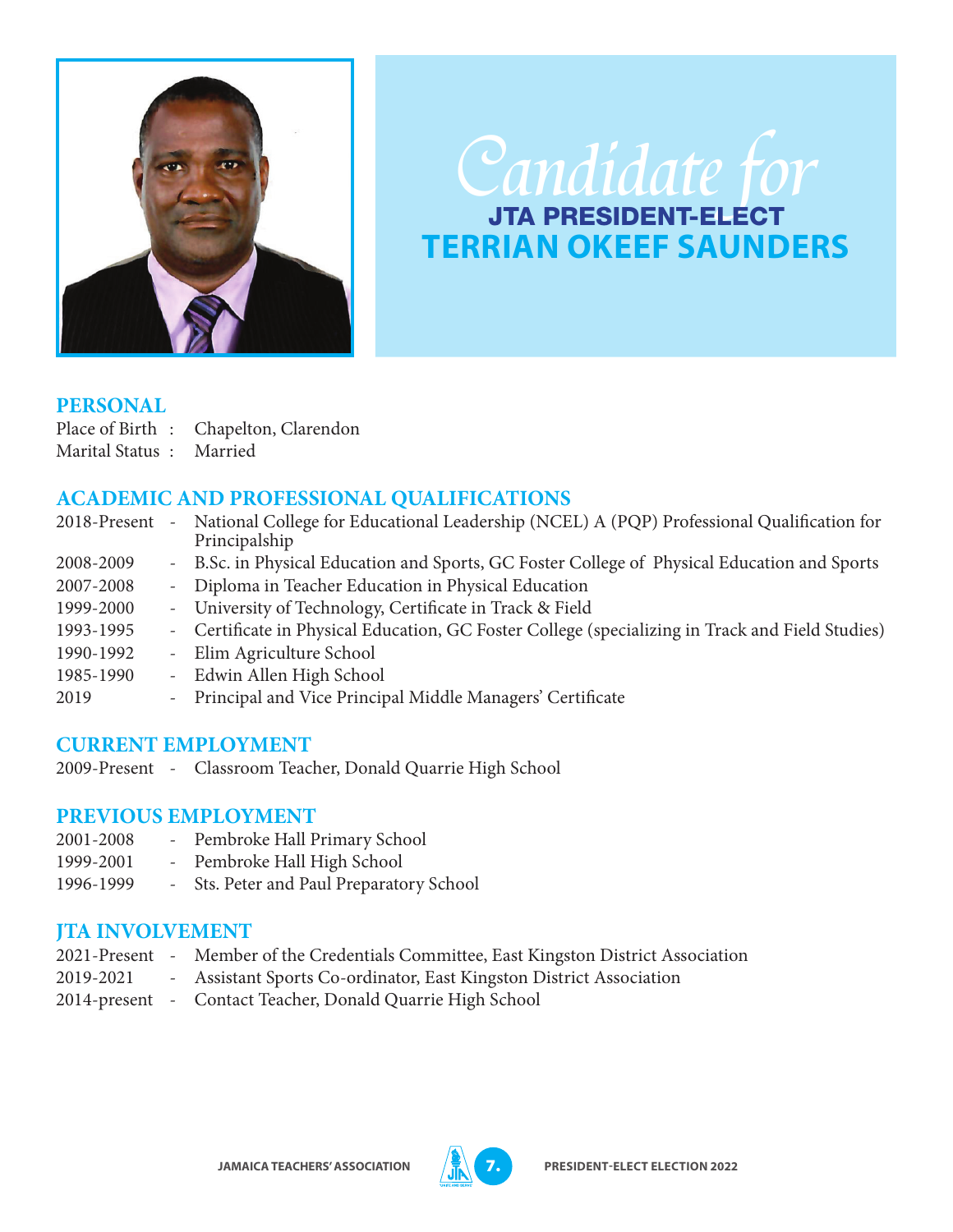# Candidate for

## JTA PRESIDENT-ELECT

## TERRIAN OKEEF SAUNDERS

### PERSONAL

Place of Birth : Chapelton, Clarendon
Marital Status : Married

### ACADEMIC AND PROFESSIONAL QUALIFICATIONS

| | |
|---|---|
| 2018-Present | National College for Educational Leadership (NCEL) A (PQP) Professional Qualification for Principalship |
| 2008-2009 | B.Sc. in Physical Education and Sports, GC Foster College of Physical Education and Sports |
| 2007-2008 | Diploma in Teacher Education in Physical Education |
| 1999-2000 | University of Technology, Certificate in Track & Field |
| 1993-1995 | Certificate in Physical Education, GC Foster College (specializing in Track and Field Studies) |
| 1990-1992 | Elim Agriculture School |
| 1985-1990 | Edwin Allen High School |
| 2019 | Principal and Vice Principal Middle Managers' Certificate |

### CURRENT EMPLOYMENT

2009-Present - Classroom Teacher, Donald Quarrie High School

### PREVIOUS EMPLOYMENT

| | |
|---|---|
| 2001-2008 | Pembroke Hall Primary School |
| 1999-2001 | Pembroke Hall High School |
| 1996-1999 | Sts. Peter and Paul Preparatory School |

### JTA INVOLVEMENT

| | |
|---|---|
| 2021-Present | Member of the Credentials Committee, East Kingston District Association |
| 2019-2021 | Assistant Sports Co-ordinator, East Kingston District Association |
| 2014-present | Contact Teacher, Donald Quarrie High School |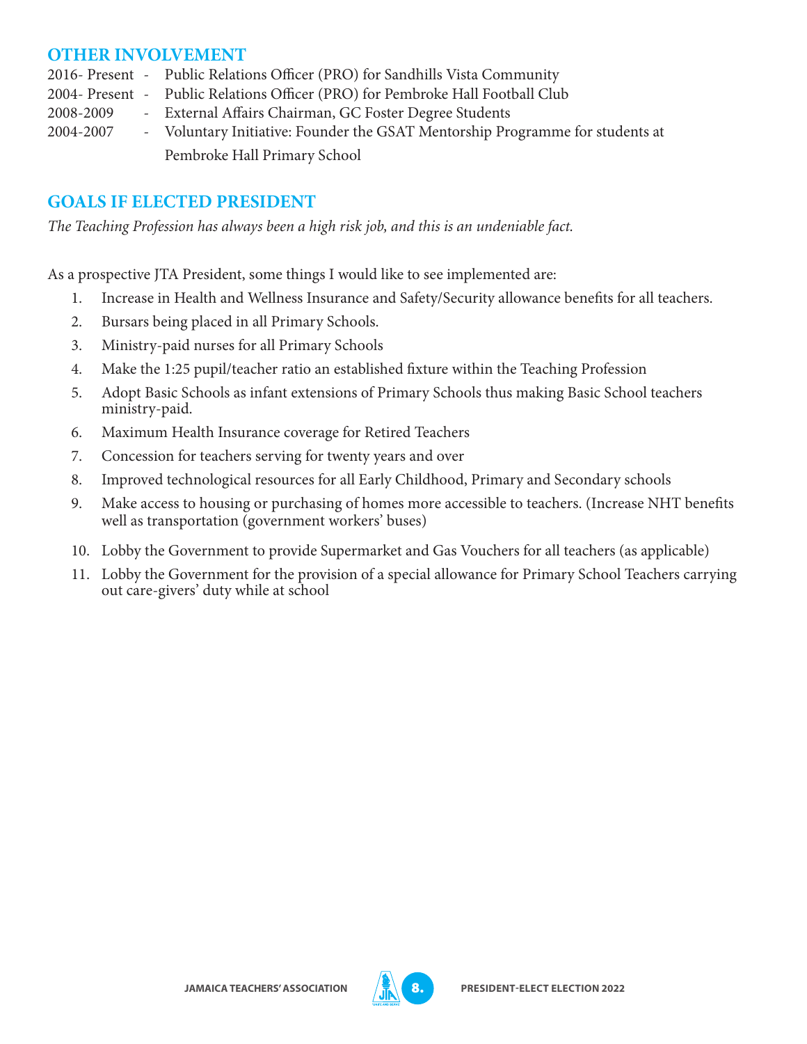## OTHER INVOLVEMENT

2016- Present - Public Relations Officer (PRO) for Sandhills Vista Community
2004- Present - Public Relations Officer (PRO) for Pembroke Hall Football Club
2008-2009 - External Affairs Chairman, GC Foster Degree Students
2004-2007 - Voluntary Initiative: Founder the GSAT Mentorship Programme for students at Pembroke Hall Primary School

## GOALS IF ELECTED PRESIDENT

*The Teaching Profession has always been a high risk job, and this is an undeniable fact.*

As a prospective JTA President, some things I would like to see implemented are:

1. Increase in Health and Wellness Insurance and Safety/Security allowance benefits for all teachers.
2. Bursars being placed in all Primary Schools.
3. Ministry-paid nurses for all Primary Schools
4. Make the 1:25 pupil/teacher ratio an established fixture within the Teaching Profession
5. Adopt Basic Schools as infant extensions of Primary Schools thus making Basic School teachers ministry-paid.
6. Maximum Health Insurance coverage for Retired Teachers
7. Concession for teachers serving for twenty years and over
8. Improved technological resources for all Early Childhood, Primary and Secondary schools
9. Make access to housing or purchasing of homes more accessible to teachers. (Increase NHT benefits well as transportation (government workers' buses)
10. Lobby the Government to provide Supermarket and Gas Vouchers for all teachers (as applicable)
11. Lobby the Government for the provision of a special allowance for Primary School Teachers carrying out care-givers' duty while at school